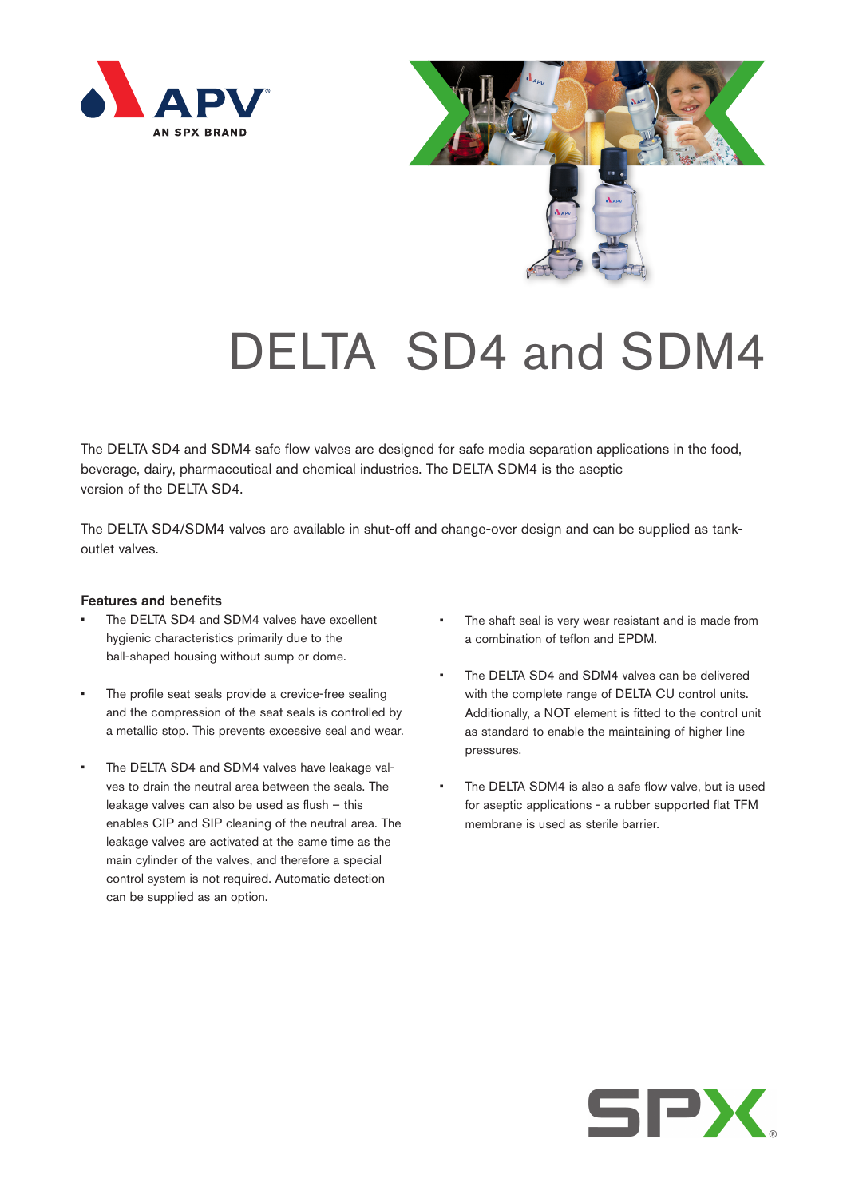# DELTA SD4 and SDM4

The DELTA SD4 and SDM4 safe flow valves are designed for safe media separation applications in the food, beverage, dairy, pharmaceutical and chemical industries. The DELTA SDM4 is the aseptic version of the DELTA SD4.

The DELTA SD4/SDM4 valves are available in shut-off and change-over design and can be supplied as tank-outlet valves.

## Features and benefits

- The DELTA SD4 and SDM4 valves have excellent hygienic characteristics primarily due to the ball-shaped housing without sump or dome.
- The profile seat seals provide a crevice-free sealing and the compression of the seat seals is controlled by a metallic stop. This prevents excessive seal and wear.
- The DELTA SD4 and SDM4 valves have leakage valves to drain the neutral area between the seals. The leakage valves can also be used as flush – this enables CIP and SIP cleaning of the neutral area. The leakage valves are activated at the same time as the main cylinder of the valves, and therefore a special control system is not required. Automatic detection can be supplied as an option.
- The shaft seal is very wear resistant and is made from a combination of teflon and EPDM.
- The DELTA SD4 and SDM4 valves can be delivered with the complete range of DELTA CU control units. Additionally, a NOT element is fitted to the control unit as standard to enable the maintaining of higher line pressures.
- The DELTA SDM4 is also a safe flow valve, but is used for aseptic applications - a rubber supported flat TFM membrane is used as sterile barrier.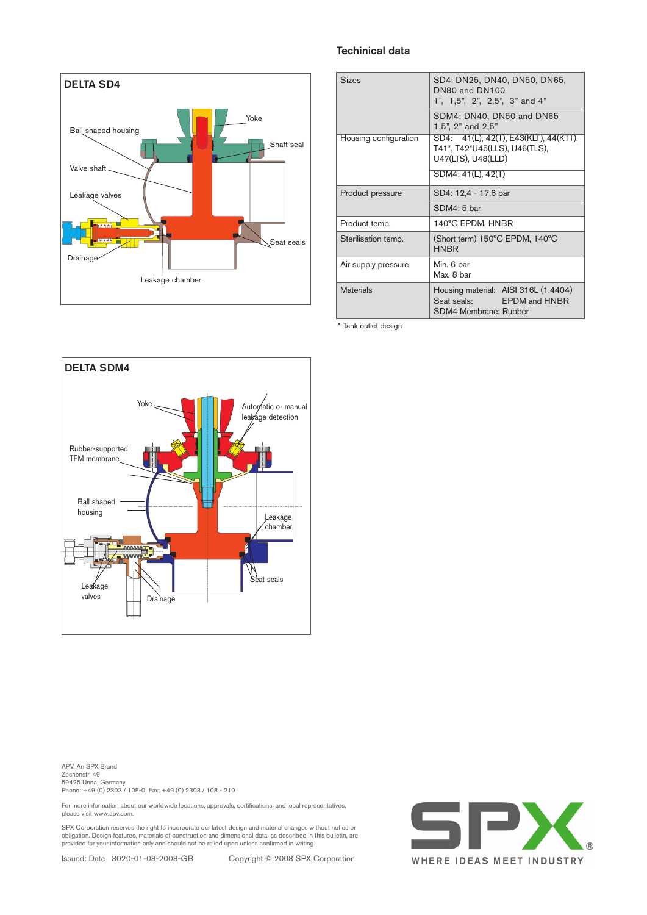## DELTA SD4

Yoke

Ball shaped housing

Shaft seal

Valve shaft

Leakage valves

Seat seals

Drainage

Leakage chamber

## Techinical data

| | | |
|---|---|---|
| Sizes | SD4: DN25, DN40, DN50, DN65, DN80 and DN100<br>1", 1,5", 2", 2,5", 3" and 4" | |
| | SDM4: DN40, DN50 and DN65<br>1,5", 2" and 2,5" | |
| Housing configuration | SD4: 41(L), 42(T), E43(KLT), 44(KTT), T41*, T42*U45(LLS), U46(TLS), U47(LTS), U48(LLD) | |
| | SDM4: 41(L), 42(T) | |
| Product pressure | SD4: 12,4 - 17,6 bar | |
| | SDM4: 5 bar | |
| Product temp. | 140°C EPDM, HNBR | |
| Sterilisation temp. | (Short term) 150°C EPDM, 140°C HNBR | |
| Air supply pressure | Min. 6 bar<br>Max. 8 bar | |
| Materials | Housing material: | AISI 316L (1.4404) |
| | Seat seals: | EPDM and HNBR |
| | SDM4 Membrane: Rubber | |

\* Tank outlet design

## DELTA SDM4

Yoke

Automatic or manual leakage detection

Rubber-supported TFM membrane

Ball shaped housing

Leakage chamber

Seat seals

Leakage valves

Drainage

APV, An SPX Brand
Zechenstr. 49
59425 Unna, Germany
Phone: +49 (0) 2303 / 108-0 Fax: +49 (0) 2303 / 108 - 210

For more information about our worldwide locations, approvals, certifications, and local representatives, please visit www.apv.com.

SPX Corporation reserves the right to incorporate our latest design and material changes without notice or obligation. Design features, materials of construction and dimensional data, as described in this bulletin, are provided for your information only and should not be relied upon unless confirmed in writing.

Issued: Date 8020-01-08-2008-GB Copyright © 2008 SPX Corporation

SPX®
WHERE IDEAS MEET INDUSTRY